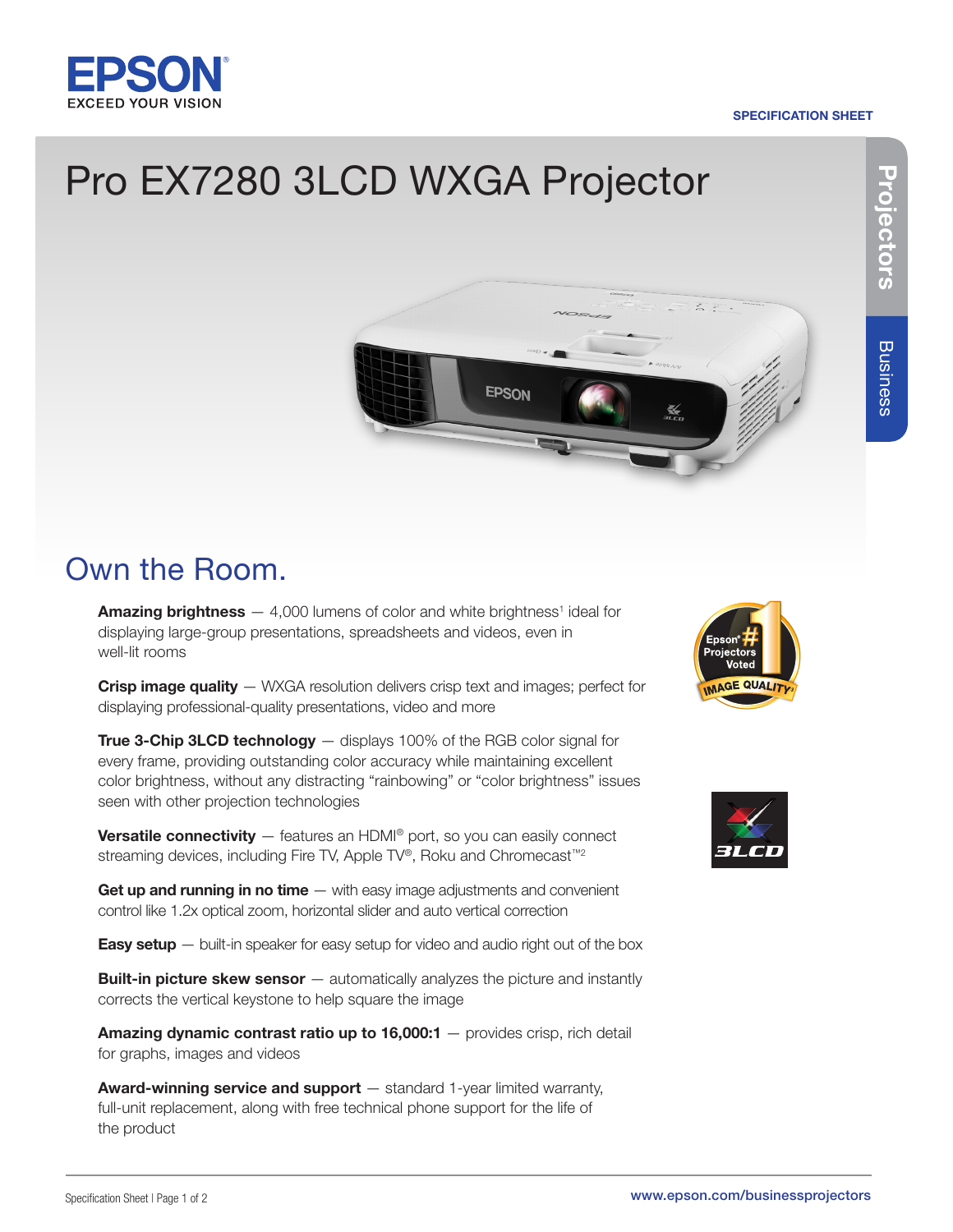EPSON
EXCEED YOUR VISION

SPECIFICATION SHEET

# Pro EX7280 3LCD WXGA Projector

Projectors

Business

## Own the Room.

**Amazing brightness** — 4,000 lumens of color and white brightness[1] ideal for displaying large-group presentations, spreadsheets and videos, even in well-lit rooms

**Crisp image quality** — WXGA resolution delivers crisp text and images; perfect for displaying professional-quality presentations, video and more

**True 3-Chip 3LCD technology** — displays 100% of the RGB color signal for every frame, providing outstanding color accuracy while maintaining excellent color brightness, without any distracting "rainbowing" or "color brightness" issues seen with other projection technologies

**Versatile connectivity** — features an HDMI® port, so you can easily connect streaming devices, including Fire TV, Apple TV®, Roku and Chromecast™[2]

**Get up and running in no time** — with easy image adjustments and convenient control like 1.2x optical zoom, horizontal slider and auto vertical correction

**Easy setup** — built-in speaker for easy setup for video and audio right out of the box

**Built-in picture skew sensor** — automatically analyzes the picture and instantly corrects the vertical keystone to help square the image

**Amazing dynamic contrast ratio up to 16,000:1** — provides crisp, rich detail for graphs, images and videos

**Award-winning service and support** — standard 1-year limited warranty, full-unit replacement, along with free technical phone support for the life of the product

Epson® #1 Projectors Voted IMAGE QUALITY[3]

3LCD

www.epson.com/businessprojectors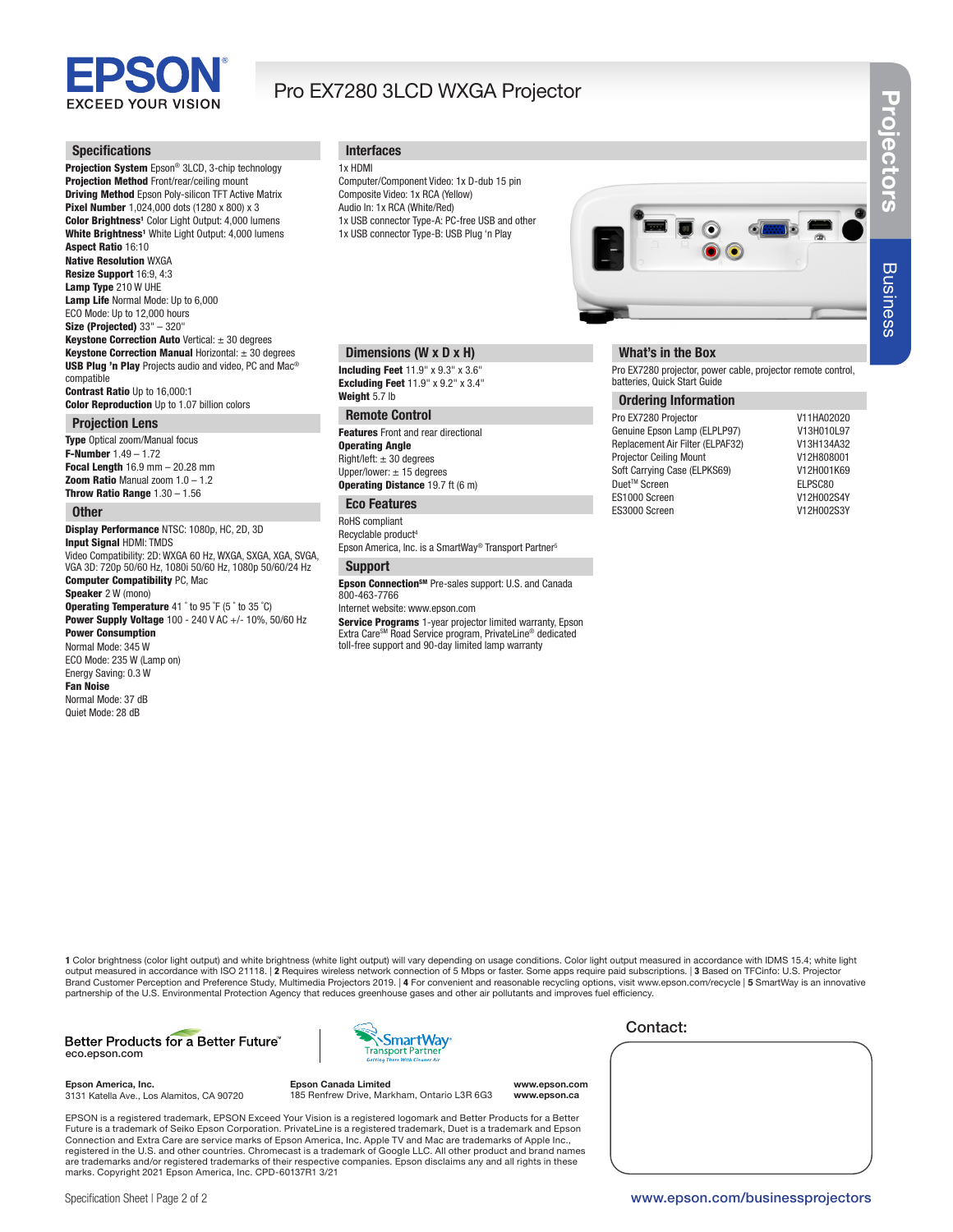# EPSON
EXCEED YOUR VISION

# Pro EX7280 3LCD WXGA Projector

Projectors | Business

## Specifications

**Projection System** Epson® 3LCD, 3-chip technology
**Projection Method** Front/rear/ceiling mount
**Driving Method** Epson Poly-silicon TFT Active Matrix
**Pixel Number** 1,024,000 dots (1280 x 800) x 3
**Color Brightness**[1] Color Light Output: 4,000 lumens
**White Brightness**[1] White Light Output: 4,000 lumens
**Aspect Ratio** 16:10
**Native Resolution** WXGA
**Resize Support** 16:9, 4:3
**Lamp Type** 210 W UHE
**Lamp Life** Normal Mode: Up to 6,000
ECO Mode: Up to 12,000 hours
**Size (Projected)** 33" – 320"
**Keystone Correction Auto** Vertical: ± 30 degrees
**Keystone Correction Manual** Horizontal: ± 30 degrees
**USB Plug 'n Play** Projects audio and video, PC and Mac® compatible
**Contrast Ratio** Up to 16,000:1
**Color Reproduction** Up to 1.07 billion colors

## Projection Lens

**Type** Optical zoom/Manual focus
**F-Number** 1.49 – 1.72
**Focal Length** 16.9 mm – 20.28 mm
**Zoom Ratio** Manual zoom 1.0 – 1.2
**Throw Ratio Range** 1.30 – 1.56

## Other

**Display Performance** NTSC: 1080p, HC, 2D, 3D
**Input Signal** HDMI: TMDS
Video Compatibility: 2D: WXGA 60 Hz, WXGA, SXGA, XGA, SVGA, VGA 3D: 720p 50/60 Hz, 1080i 50/60 Hz, 1080p 50/60/24 Hz
**Computer Compatibility** PC, Mac
**Speaker** 2 W (mono)
**Operating Temperature** 41 ˚ to 95 ˚F (5 ˚ to 35 ˚C)
**Power Supply Voltage** 100 - 240 V AC +/- 10%, 50/60 Hz
**Power Consumption**
Normal Mode: 345 W
ECO Mode: 235 W (Lamp on)
Energy Saving: 0.3 W
**Fan Noise**
Normal Mode: 37 dB
Quiet Mode: 28 dB

## Interfaces

1x HDMI
Computer/Component Video: 1x D-dub 15 pin
Composite Video: 1x RCA (Yellow)
Audio In: 1x RCA (White/Red)
1x USB connector Type-A: PC-free USB and other
1x USB connector Type-B: USB Plug 'n Play

## Dimensions (W x D x H)

**Including Feet** 11.9" x 9.3" x 3.6"
**Excluding Feet** 11.9" x 9.2" x 3.4"
**Weight** 5.7 lb

## Remote Control

**Features** Front and rear directional
**Operating Angle**
Right/left: ± 30 degrees
Upper/lower: ± 15 degrees
**Operating Distance** 19.7 ft (6 m)

## Eco Features

RoHS compliant
Recyclable product[4]
Epson America, Inc. is a SmartWay® Transport Partner[5]

## Support

**Epson Connection℠** Pre-sales support: U.S. and Canada 800-463-7766
Internet website: www.epson.com
**Service Programs** 1-year projector limited warranty, Epson Extra Care℠ Road Service program, PrivateLine® dedicated toll-free support and 90-day limited lamp warranty

## What's in the Box

Pro EX7280 projector, power cable, projector remote control, batteries, Quick Start Guide

## Ordering Information

| | |
|---|---|
| Pro EX7280 Projector | V11HA02020 |
| Genuine Epson Lamp (ELPLP97) | V13H010L97 |
| Replacement Air Filter (ELPAF32) | V13H134A32 |
| Projector Ceiling Mount | V12H808001 |
| Soft Carrying Case (ELPKS69) | V12H001K69 |
| Duet™ Screen | ELPSC80 |
| ES1000 Screen | V12H002S4Y |
| ES3000 Screen | V12H002S3Y |

**1** Color brightness (color light output) and white brightness (white light output) will vary depending on usage conditions. Color light output measured in accordance with IDMS 15.4; white light output measured in accordance with ISO 21118. | **2** Requires wireless network connection of 5 Mbps or faster. Some apps require paid subscriptions. | **3** Based on TFCinfo: U.S. Projector Brand Customer Perception and Preference Study, Multimedia Projectors 2019. | **4** For convenient and reasonable recycling options, visit www.epson.com/recycle | **5** SmartWay is an innovative partnership of the U.S. Environmental Protection Agency that reduces greenhouse gases and other air pollutants and improves fuel efficiency.

Better Products for a Better Future℠
eco.epson.com

SmartWay Transport Partner — Getting There With Cleaner Air

Contact:

**Epson America, Inc.**
3131 Katella Ave., Los Alamitos, CA 90720

**Epson Canada Limited**
185 Renfrew Drive, Markham, Ontario L3R 6G3

**www.epson.com**
**www.epson.ca**

EPSON is a registered trademark, EPSON Exceed Your Vision is a registered logomark and Better Products for a Better Future is a trademark of Seiko Epson Corporation. PrivateLine is a registered trademark, Duet is a trademark and Epson Connection and Extra Care are service marks of Epson America, Inc. Apple TV and Mac are trademarks of Apple Inc., registered in the U.S. and other countries. Chromecast is a trademark of Google LLC. All other product and brand names are trademarks and/or registered trademarks of their respective companies. Epson disclaims any and all rights in these marks. Copyright 2021 Epson America, Inc. CPD-60137R1 3/21

www.epson.com/businessprojectors